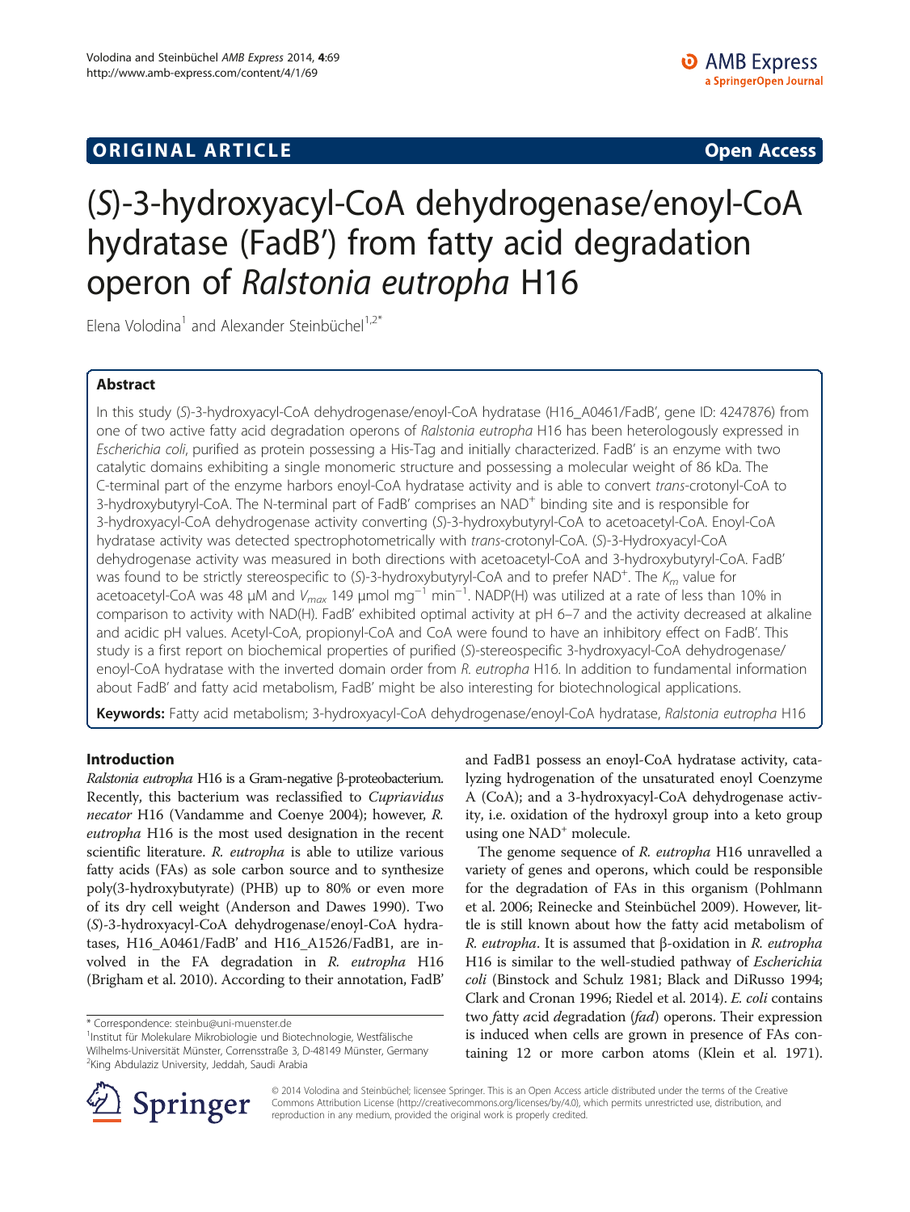**ORIGINAL ARTICLE** **Open Access**

# (S)-3-hydroxyacyl-CoA dehydrogenase/enoyl-CoA hydratase (FadB′) from fatty acid degradation operon of *Ralstonia eutropha* H16

Elena Volodina[1] and Alexander Steinbüchel[1,2*]

## Abstract

In this study (*S*)-3-hydroxyacyl-CoA dehydrogenase/enoyl-CoA hydratase (H16_A0461/FadB′, gene ID: 4247876) from one of two active fatty acid degradation operons of *Ralstonia eutropha* H16 has been heterologously expressed in *Escherichia coli*, purified as protein possessing a His-Tag and initially characterized. FadB′ is an enzyme with two catalytic domains exhibiting a single monomeric structure and possessing a molecular weight of 86 kDa. The C-terminal part of the enzyme harbors enoyl-CoA hydratase activity and is able to convert *trans*-crotonyl-CoA to 3-hydroxybutyryl-CoA. The N-terminal part of FadB′ comprises an $NAD^+$ binding site and is responsible for 3-hydroxyacyl-CoA dehydrogenase activity converting (*S*)-3-hydroxybutyryl-CoA to acetoacetyl-CoA. Enoyl-CoA hydratase activity was detected spectrophotometrically with *trans*-crotonyl-CoA. (*S*)-3-Hydroxyacyl-CoA dehydrogenase activity was measured in both directions with acetoacetyl-CoA and 3-hydroxybutyryl-CoA. FadB′ was found to be strictly stereospecific to (*S*)-3-hydroxybutyryl-CoA and to prefer $NAD^+$. The $K_m$ value for acetoacetyl-CoA was 48 μM and $V_{max}$ 149 μmol $mg^{-1}$ $min^{-1}$. NADP(H) was utilized at a rate of less than 10% in comparison to activity with NAD(H). FadB′ exhibited optimal activity at pH 6–7 and the activity decreased at alkaline and acidic pH values. Acetyl-CoA, propionyl-CoA and CoA were found to have an inhibitory effect on FadB′. This study is a first report on biochemical properties of purified (*S*)-stereospecific 3-hydroxyacyl-CoA dehydrogenase/enoyl-CoA hydratase with the inverted domain order from *R. eutropha* H16. In addition to fundamental information about FadB′ and fatty acid metabolism, FadB′ might be also interesting for biotechnological applications.

**Keywords:** Fatty acid metabolism; 3-hydroxyacyl-CoA dehydrogenase/enoyl-CoA hydratase, *Ralstonia eutropha* H16

## Introduction

*Ralstonia eutropha* H16 is a Gram-negative β-proteobacterium. Recently, this bacterium was reclassified to *Cupriavidus necator* H16 (Vandamme and Coenye 2004); however, *R. eutropha* H16 is the most used designation in the recent scientific literature. *R. eutropha* is able to utilize various fatty acids (FAs) as sole carbon source and to synthesize poly(3-hydroxybutyrate) (PHB) up to 80% or even more of its dry cell weight (Anderson and Dawes 1990). Two (*S*)-3-hydroxyacyl-CoA dehydrogenase/enoyl-CoA hydratases, H16_A0461/FadB′ and H16_A1526/FadB1, are involved in the FA degradation in *R. eutropha* H16 (Brigham et al. 2010). According to their annotation, FadB′ and FadB1 possess an enoyl-CoA hydratase activity, catalyzing hydrogenation of the unsaturated enoyl Coenzyme A (CoA); and a 3-hydroxyacyl-CoA dehydrogenase activity, i.e. oxidation of the hydroxyl group into a keto group using one $NAD^+$ molecule.

The genome sequence of *R. eutropha* H16 unravelled a variety of genes and operons, which could be responsible for the degradation of FAs in this organism (Pohlmann et al. 2006; Reinecke and Steinbüchel 2009). However, little is still known about how the fatty acid metabolism of *R. eutropha*. It is assumed that β-oxidation in *R. eutropha* H16 is similar to the well-studied pathway of *Escherichia coli* (Binstock and Schulz 1981; Black and DiRusso 1994; Clark and Cronan 1996; Riedel et al. 2014). *E. coli* contains two *f*atty *a*cid *d*egradation (*fad*) operons. Their expression is induced when cells are grown in presence of FAs containing 12 or more carbon atoms (Klein et al. 1971).

\* Correspondence: steinbu@uni-muenster.de
[1]Institut für Molekulare Mikrobiologie und Biotechnologie, Westfälische Wilhelms-Universität Münster, Corrensstraße 3, D-48149 Münster, Germany
[2]King Abdulaziz University, Jeddah, Saudi Arabia

© 2014 Volodina and Steinbüchel; licensee Springer. This is an Open Access article distributed under the terms of the Creative Commons Attribution License (http://creativecommons.org/licenses/by/4.0), which permits unrestricted use, distribution, and reproduction in any medium, provided the original work is properly credited.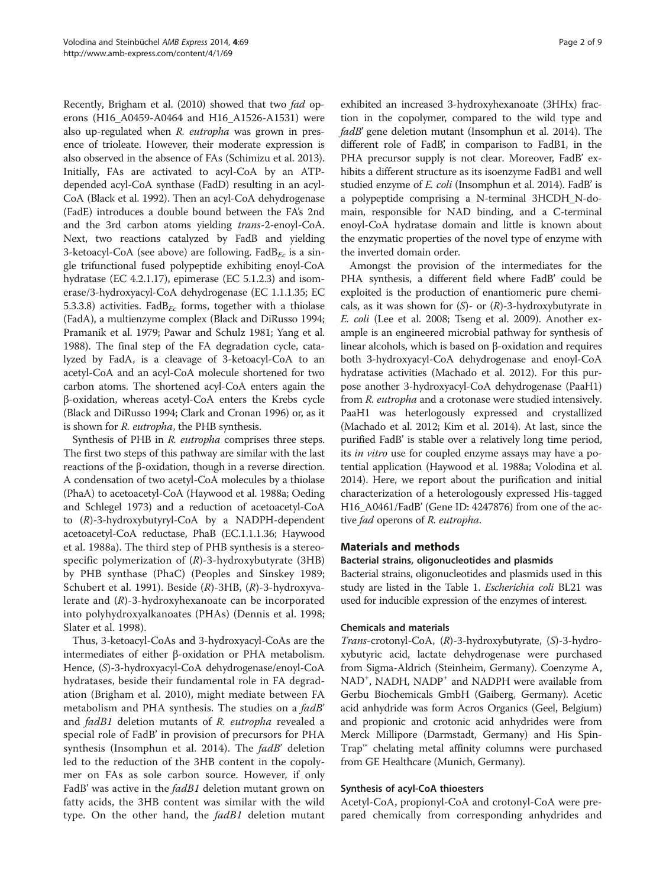Recently, Brigham et al. (2010) showed that two *fad* operons (H16_A0459-A0464 and H16_A1526-A1531) were also up-regulated when *R. eutropha* was grown in presence of trioleate. However, their moderate expression is also observed in the absence of FAs (Schimizu et al. 2013). Initially, FAs are activated to acyl-CoA by an ATP-dependent acyl-CoA synthase (FadD) resulting in an acyl-CoA (Black et al. 1992). Then an acyl-CoA dehydrogenase (FadE) introduces a double bound between the FA's 2nd and the 3rd carbon atoms yielding *trans*-2-enoyl-CoA. Next, two reactions catalyzed by FadB and yielding 3-ketoacyl-CoA (see above) are following. $FadB_{Ec}$ is a single trifunctional fused polypeptide exhibiting enoyl-CoA hydratase (EC 4.2.1.17), epimerase (EC 5.1.2.3) and isomerase/3-hydroxyacyl-CoA dehydrogenase (EC 1.1.1.35; EC 5.3.3.8) activities. $FadB_{Ec}$ forms, together with a thiolase (FadA), a multienzyme complex (Black and DiRusso 1994; Pramanik et al. 1979; Pawar and Schulz 1981; Yang et al. 1988). The final step of the FA degradation cycle, catalyzed by FadA, is a cleavage of 3-ketoacyl-CoA to an acetyl-CoA and an acyl-CoA molecule shortened for two carbon atoms. The shortened acyl-CoA enters again the β-oxidation, whereas acetyl-CoA enters the Krebs cycle (Black and DiRusso 1994; Clark and Cronan 1996) or, as it is shown for *R. eutropha*, the PHB synthesis.

Synthesis of PHB in *R. eutropha* comprises three steps. The first two steps of this pathway are similar with the last reactions of the β-oxidation, though in a reverse direction. A condensation of two acetyl-CoA molecules by a thiolase (PhaA) to acetoacetyl-CoA (Haywood et al. 1988a; Oeding and Schlegel 1973) and a reduction of acetoacetyl-CoA to (*R*)-3-hydroxybutyryl-CoA by a NADPH-dependent acetoacetyl-CoA reductase, PhaB (EC.1.1.1.36; Haywood et al. 1988a). The third step of PHB synthesis is a stereospecific polymerization of (*R*)-3-hydroxybutyrate (3HB) by PHB synthase (PhaC) (Peoples and Sinskey 1989; Schubert et al. 1991). Beside (*R*)-3HB, (*R*)-3-hydroxyvalerate and (*R*)-3-hydroxyhexanoate can be incorporated into polyhydroxyalkanoates (PHAs) (Dennis et al. 1998; Slater et al. 1998).

Thus, 3-ketoacyl-CoAs and 3-hydroxyacyl-CoAs are the intermediates of either β-oxidation or PHA metabolism. Hence, (*S*)-3-hydroxyacyl-CoA dehydrogenase/enoyl-CoA hydratases, beside their fundamental role in FA degradation (Brigham et al. 2010), might mediate between FA metabolism and PHA synthesis. The studies on a *fadB'* and *fadB1* deletion mutants of *R. eutropha* revealed a special role of FadB' in provision of precursors for PHA synthesis (Insomphun et al. 2014). The *fadB'* deletion led to the reduction of the 3HB content in the copolymer on FAs as sole carbon source. However, if only FadB' was active in the *fadB1* deletion mutant grown on fatty acids, the 3HB content was similar with the wild type. On the other hand, the *fadB1* deletion mutant exhibited an increased 3-hydroxyhexanoate (3HHx) fraction in the copolymer, compared to the wild type and *fadB'* gene deletion mutant (Insomphun et al. 2014). The different role of FadB', in comparison to FadB1, in the PHA precursor supply is not clear. Moreover, FadB' exhibits a different structure as its isoenzyme FadB1 and well studied enzyme of *E. coli* (Insomphun et al. 2014). FadB' is a polypeptide comprising a N-terminal 3HCDH_N-domain, responsible for NAD binding, and a C-terminal enoyl-CoA hydratase domain and little is known about the enzymatic properties of the novel type of enzyme with the inverted domain order.

Amongst the provision of the intermediates for the PHA synthesis, a different field where FadB' could be exploited is the production of enantiomeric pure chemicals, as it was shown for (*S*)- or (*R*)-3-hydroxybutyrate in *E. coli* (Lee et al. 2008; Tseng et al. 2009). Another example is an engineered microbial pathway for synthesis of linear alcohols, which is based on β-oxidation and requires both 3-hydroxyacyl-CoA dehydrogenase and enoyl-CoA hydratase activities (Machado et al. 2012). For this purpose another 3-hydroxyacyl-CoA dehydrogenase (PaaH1) from *R. eutropha* and a crotonase were studied intensively. PaaH1 was heterlogously expressed and crystallized (Machado et al. 2012; Kim et al. 2014). At last, since the purified FadB' is stable over a relatively long time period, its *in vitro* use for coupled enzyme assays may have a potential application (Haywood et al. 1988a; Volodina et al. 2014). Here, we report about the purification and initial characterization of a heterologously expressed His-tagged H16_A0461/FadB' (Gene ID: 4247876) from one of the active *fad* operons of *R. eutropha*.

## Materials and methods

### Bacterial strains, oligonucleotides and plasmids

Bacterial strains, oligonucleotides and plasmids used in this study are listed in the Table 1. *Escherichia coli* BL21 was used for inducible expression of the enzymes of interest.

### Chemicals and materials

*Trans*-crotonyl-CoA, (*R*)-3-hydroxybutyrate, (*S*)-3-hydroxybutyric acid, lactate dehydrogenase were purchased from Sigma-Aldrich (Steinheim, Germany). Coenzyme A, $NAD^+$, NADH, $NADP^+$ and NADPH were available from Gerbu Biochemicals GmbH (Gaiberg, Germany). Acetic acid anhydride was form Acros Organics (Geel, Belgium) and propionic and crotonic acid anhydrides were from Merck Millipore (Darmstadt, Germany) and His SpinTrap™ chelating metal affinity columns were purchased from GE Healthcare (Munich, Germany).

### Synthesis of acyl-CoA thioesters

Acetyl-CoA, propionyl-CoA and crotonyl-CoA were prepared chemically from corresponding anhydrides and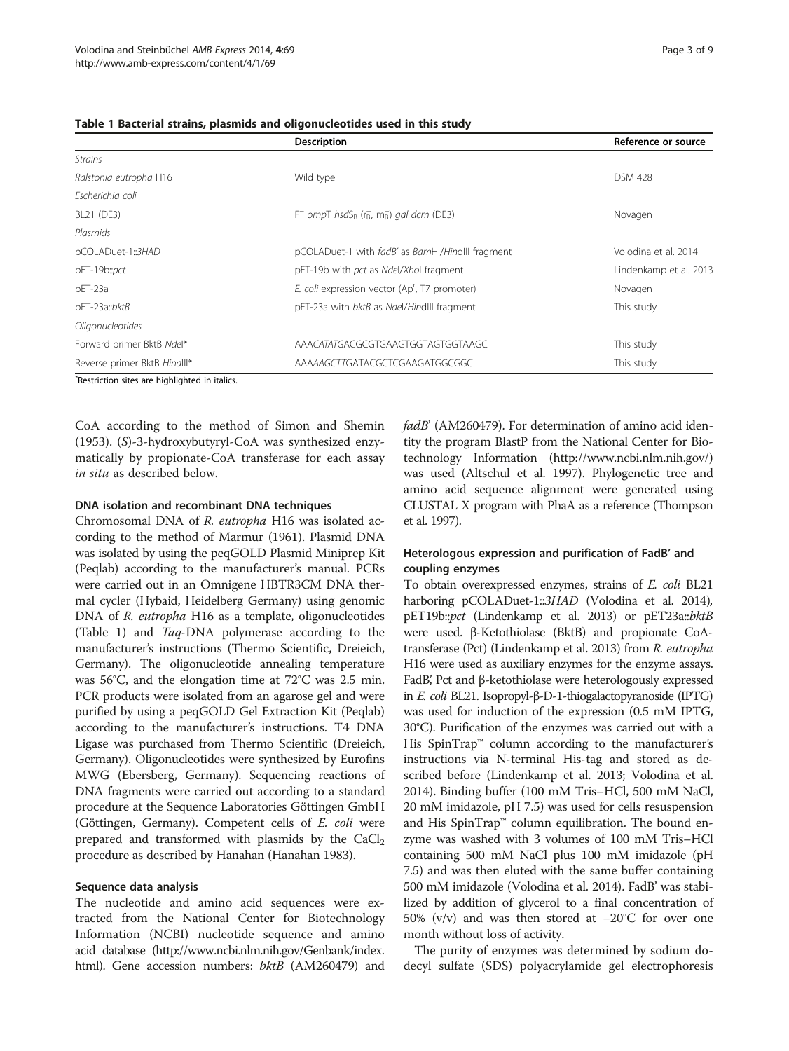**Table 1 Bacterial strains, plasmids and oligonucleotides used in this study**

| | Description | Reference or source |
|---|---|---|
| *Strains* | | |
| *Ralstonia eutropha* H16 | Wild type | DSM 428 |
| *Escherichia coli* | | |
| BL21 (DE3) | F$^-$ *ompT hsdS*$_B$ ($r_B^-$, $m_B^-$) *gal dcm* (DE3) | Novagen |
| *Plasmids* | | |
| pCOLADuet-1::*3HAD* | pCOLADuet-1 with *fadB'* as *Bam*HI/*Hin*dIII fragment | Volodina et al. 2014 |
| pET-19b::*pct* | pET-19b with *pct* as *Nde*I/*Xho*I fragment | Lindenkamp et al. 2013 |
| pET-23a | *E. coli* expression vector (Ap$^r$, T7 promoter) | Novagen |
| pET-23a::*bktB* | pET-23a with *bktB* as *Nde*I/*Hin*dIII fragment | This study |
| *Oligonucleotides* | | |
| Forward primer BktB *Nde*I* | AAA*CATATG*ACGCGTGAAGTGGTAGTGGTAAGC | This study |
| Reverse primer BktB *Hin*dIII* | AAAA*AGCTT*GATACGCTCGAAGATGGCGGC | This study |

*Restriction sites are highlighted in italics.

CoA according to the method of Simon and Shemin (1953). (*S*)-3-hydroxybutyryl-CoA was synthesized enzymatically by propionate-CoA transferase for each assay *in situ* as described below.

### DNA isolation and recombinant DNA techniques

Chromosomal DNA of *R. eutropha* H16 was isolated according to the method of Marmur (1961). Plasmid DNA was isolated by using the peqGOLD Plasmid Miniprep Kit (Peqlab) according to the manufacturer's manual. PCRs were carried out in an Omnigene HBTR3CM DNA thermal cycler (Hybaid, Heidelberg Germany) using genomic DNA of *R. eutropha* H16 as a template, oligonucleotides (Table 1) and *Taq*-DNA polymerase according to the manufacturer's instructions (Thermo Scientific, Dreieich, Germany). The oligonucleotide annealing temperature was 56°C, and the elongation time at 72°C was 2.5 min. PCR products were isolated from an agarose gel and were purified by using a peqGOLD Gel Extraction Kit (Peqlab) according to the manufacturer's instructions. T4 DNA Ligase was purchased from Thermo Scientific (Dreieich, Germany). Oligonucleotides were synthesized by Eurofins MWG (Ebersberg, Germany). Sequencing reactions of DNA fragments were carried out according to a standard procedure at the Sequence Laboratories Göttingen GmbH (Göttingen, Germany). Competent cells of *E. coli* were prepared and transformed with plasmids by the $CaCl_2$ procedure as described by Hanahan (Hanahan 1983).

### Sequence data analysis

The nucleotide and amino acid sequences were extracted from the National Center for Biotechnology Information (NCBI) nucleotide sequence and amino acid database (http://www.ncbi.nlm.nih.gov/Genbank/index.html). Gene accession numbers: *bktB* (AM260479) and *fadB'* (AM260479). For determination of amino acid identity the program BlastP from the National Center for Biotechnology Information (http://www.ncbi.nlm.nih.gov/) was used (Altschul et al. 1997). Phylogenetic tree and amino acid sequence alignment were generated using CLUSTAL X program with PhaA as a reference (Thompson et al. 1997).

### Heterologous expression and purification of FadB' and coupling enzymes

To obtain overexpressed enzymes, strains of *E. coli* BL21 harboring pCOLADuet-1::*3HAD* (Volodina et al. 2014), pET19b::*pct* (Lindenkamp et al. 2013) or pET23a::*bktB* were used. β-Ketothiolase (BktB) and propionate CoA-transferase (Pct) (Lindenkamp et al. 2013) from *R. eutropha* H16 were used as auxiliary enzymes for the enzyme assays. FadB', Pct and β-ketothiolase were heterologously expressed in *E. coli* BL21. Isopropyl-β-D-1-thiogalactopyranoside (IPTG) was used for induction of the expression (0.5 mM IPTG, 30°C). Purification of the enzymes was carried out with a His SpinTrap™ column according to the manufacturer's instructions via N-terminal His-tag and stored as described before (Lindenkamp et al. 2013; Volodina et al. 2014). Binding buffer (100 mM Tris–HCl, 500 mM NaCl, 20 mM imidazole, pH 7.5) was used for cells resuspension and His SpinTrap™ column equilibration. The bound enzyme was washed with 3 volumes of 100 mM Tris–HCl containing 500 mM NaCl plus 100 mM imidazole (pH 7.5) and was then eluted with the same buffer containing 500 mM imidazole (Volodina et al. 2014). FadB' was stabilized by addition of glycerol to a final concentration of 50% (v/v) and was then stored at −20°C for over one month without loss of activity.

The purity of enzymes was determined by sodium dodecyl sulfate (SDS) polyacrylamide gel electrophoresis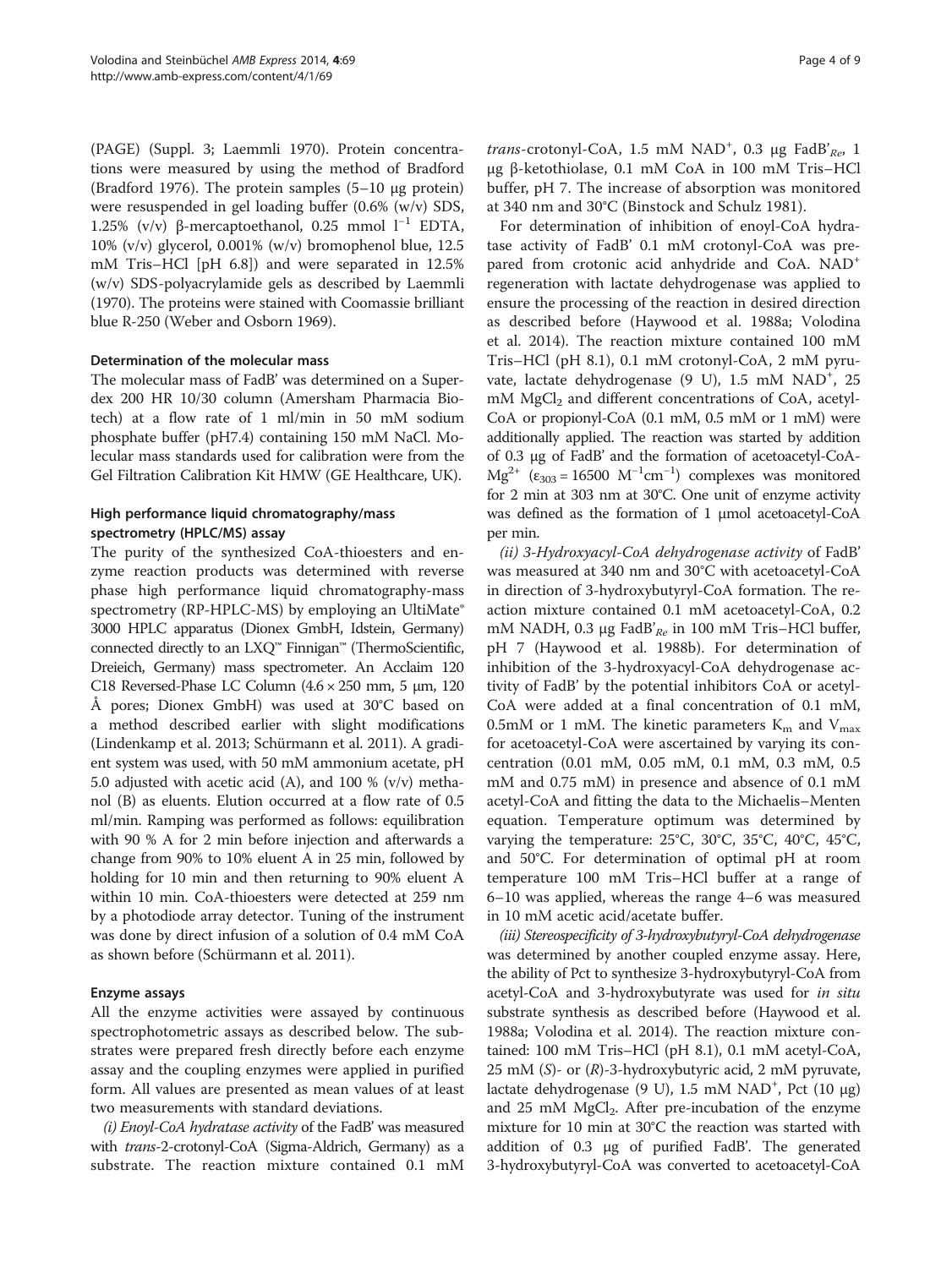(PAGE) (Suppl. 3; Laemmli 1970). Protein concentrations were measured by using the method of Bradford (Bradford 1976). The protein samples (5–10 μg protein) were resuspended in gel loading buffer (0.6% (w/v) SDS, 1.25% (v/v) β-mercaptoethanol, 0.25 mmol $l^{-1}$ EDTA, 10% (v/v) glycerol, 0.001% (w/v) bromophenol blue, 12.5 mM Tris–HCl [pH 6.8]) and were separated in 12.5% (w/v) SDS-polyacrylamide gels as described by Laemmli (1970). The proteins were stained with Coomassie brilliant blue R-250 (Weber and Osborn 1969).

### Determination of the molecular mass

The molecular mass of FadB' was determined on a Superdex 200 HR 10/30 column (Amersham Pharmacia Biotech) at a flow rate of 1 ml/min in 50 mM sodium phosphate buffer (pH7.4) containing 150 mM NaCl. Molecular mass standards used for calibration were from the Gel Filtration Calibration Kit HMW (GE Healthcare, UK).

### High performance liquid chromatography/mass spectrometry (HPLC/MS) assay

The purity of the synthesized CoA-thioesters and enzyme reaction products was determined with reverse phase high performance liquid chromatography-mass spectrometry (RP-HPLC-MS) by employing an UltiMate® 3000 HPLC apparatus (Dionex GmbH, Idstein, Germany) connected directly to an LXQ™ Finnigan™ (ThermoScientific, Dreieich, Germany) mass spectrometer. An Acclaim 120 C18 Reversed-Phase LC Column (4.6 × 250 mm, 5 μm, 120 Å pores; Dionex GmbH) was used at 30°C based on a method described earlier with slight modifications (Lindenkamp et al. 2013; Schürmann et al. 2011). A gradient system was used, with 50 mM ammonium acetate, pH 5.0 adjusted with acetic acid (A), and 100 % (v/v) methanol (B) as eluents. Elution occurred at a flow rate of 0.5 ml/min. Ramping was performed as follows: equilibration with 90 % A for 2 min before injection and afterwards a change from 90% to 10% eluent A in 25 min, followed by holding for 10 min and then returning to 90% eluent A within 10 min. CoA-thioesters were detected at 259 nm by a photodiode array detector. Tuning of the instrument was done by direct infusion of a solution of 0.4 mM CoA as shown before (Schürmann et al. 2011).

### Enzyme assays

All the enzyme activities were assayed by continuous spectrophotometric assays as described below. The substrates were prepared fresh directly before each enzyme assay and the coupling enzymes were applied in purified form. All values are presented as mean values of at least two measurements with standard deviations.

*(i) Enoyl-CoA hydratase activity* of the FadB' was measured with *trans*-2-crotonyl-CoA (Sigma-Aldrich, Germany) as a substrate. The reaction mixture contained 0.1 mM *trans*-crotonyl-CoA, 1.5 mM $NAD^+$, 0.3 μg FadB'$_{Re}$, 1 μg β-ketothiolase, 0.1 mM CoA in 100 mM Tris–HCl buffer, pH 7. The increase of absorption was monitored at 340 nm and 30°C (Binstock and Schulz 1981).

For determination of inhibition of enoyl-CoA hydratase activity of FadB' 0.1 mM crotonyl-CoA was prepared from crotonic acid anhydride and CoA. $NAD^+$ regeneration with lactate dehydrogenase was applied to ensure the processing of the reaction in desired direction as described before (Haywood et al. 1988a; Volodina et al. 2014). The reaction mixture contained 100 mM Tris–HCl (pH 8.1), 0.1 mM crotonyl-CoA, 2 mM pyruvate, lactate dehydrogenase (9 U), 1.5 mM $NAD^+$, 25 mM $MgCl_2$ and different concentrations of CoA, acetyl-CoA or propionyl-CoA (0.1 mM, 0.5 mM or 1 mM) were additionally applied. The reaction was started by addition of 0.3 μg of FadB' and the formation of acetoacetyl-CoA-$Mg^{2+}$ ($\varepsilon_{303}$ = 16500 $M^{-1}cm^{-1}$) complexes was monitored for 2 min at 303 nm at 30°C. One unit of enzyme activity was defined as the formation of 1 μmol acetoacetyl-CoA per min.

*(ii) 3-Hydroxyacyl-CoA dehydrogenase activity* of FadB' was measured at 340 nm and 30°C with acetoacetyl-CoA in direction of 3-hydroxybutyryl-CoA formation. The reaction mixture contained 0.1 mM acetoacetyl-CoA, 0.2 mM NADH, 0.3 μg FadB'$_{Re}$ in 100 mM Tris–HCl buffer, pH 7 (Haywood et al. 1988b). For determination of inhibition of the 3-hydroxyacyl-CoA dehydrogenase activity of FadB' by the potential inhibitors CoA or acetyl-CoA were added at a final concentration of 0.1 mM, 0.5mM or 1 mM. The kinetic parameters $K_m$ and $V_{max}$ for acetoacetyl-CoA were ascertained by varying its concentration (0.01 mM, 0.05 mM, 0.1 mM, 0.3 mM, 0.5 mM and 0.75 mM) in presence and absence of 0.1 mM acetyl-CoA and fitting the data to the Michaelis–Menten equation. Temperature optimum was determined by varying the temperature: 25°C, 30°C, 35°C, 40°C, 45°C, and 50°C. For determination of optimal pH at room temperature 100 mM Tris–HCl buffer at a range of 6–10 was applied, whereas the range 4–6 was measured in 10 mM acetic acid/acetate buffer.

*(iii) Stereospecificity of 3-hydroxybutyryl-CoA dehydrogenase* was determined by another coupled enzyme assay. Here, the ability of Pct to synthesize 3-hydroxybutyryl-CoA from acetyl-CoA and 3-hydroxybutyrate was used for *in situ* substrate synthesis as described before (Haywood et al. 1988a; Volodina et al. 2014). The reaction mixture contained: 100 mM Tris–HCl (pH 8.1), 0.1 mM acetyl-CoA, 25 mM (*S*)- or (*R*)-3-hydroxybutyric acid, 2 mM pyruvate, lactate dehydrogenase (9 U), 1.5 mM $NAD^+$, Pct (10 μg) and 25 mM $MgCl_2$. After pre-incubation of the enzyme mixture for 10 min at 30°C the reaction was started with addition of 0.3 μg of purified FadB'. The generated 3-hydroxybutyryl-CoA was converted to acetoacetyl-CoA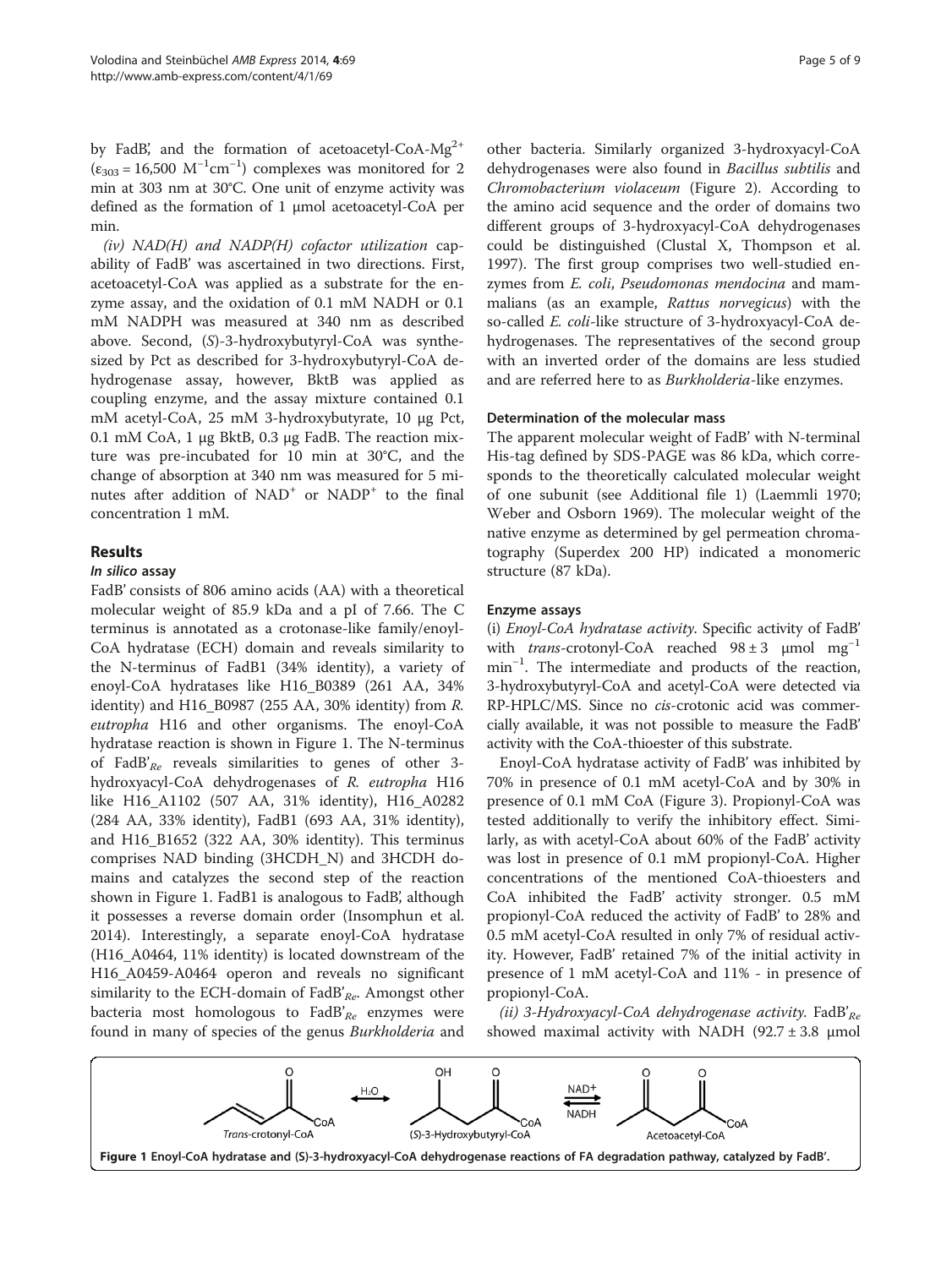by FadB', and the formation of acetoacetyl-CoA-$Mg^{2+}$ ($\varepsilon_{303}$ = 16,500 $M^{-1}cm^{-1}$) complexes was monitored for 2 min at 303 nm at 30°C. One unit of enzyme activity was defined as the formation of 1 μmol acetoacetyl-CoA per min.

*(iv) NAD(H) and NADP(H) cofactor utilization* capability of FadB' was ascertained in two directions. First, acetoacetyl-CoA was applied as a substrate for the enzyme assay, and the oxidation of 0.1 mM NADH or 0.1 mM NADPH was measured at 340 nm as described above. Second, (*S*)-3-hydroxybutyryl-CoA was synthesized by Pct as described for 3-hydroxybutyryl-CoA dehydrogenase assay, however, BktB was applied as coupling enzyme, and the assay mixture contained 0.1 mM acetyl-CoA, 25 mM 3-hydroxybutyrate, 10 μg Pct, 0.1 mM CoA, 1 μg BktB, 0.3 μg FadB. The reaction mixture was pre-incubated for 10 min at 30°C, and the change of absorption at 340 nm was measured for 5 minutes after addition of $NAD^+$ or $NADP^+$ to the final concentration 1 mM.

## Results

### *In silico* assay

FadB' consists of 806 amino acids (AA) with a theoretical molecular weight of 85.9 kDa and a pI of 7.66. The C terminus is annotated as a crotonase-like family/enoyl-CoA hydratase (ECH) domain and reveals similarity to the N-terminus of FadB1 (34% identity), a variety of enoyl-CoA hydratases like H16_B0389 (261 AA, 34% identity) and H16_B0987 (255 AA, 30% identity) from *R. eutropha* H16 and other organisms. The enoyl-CoA hydratase reaction is shown in Figure 1. The N-terminus of $FadB'_{Re}$ reveals similarities to genes of other 3-hydroxyacyl-CoA dehydrogenases of *R. eutropha* H16 like H16_A1102 (507 AA, 31% identity), H16_A0282 (284 AA, 33% identity), FadB1 (693 AA, 31% identity), and H16_B1652 (322 AA, 30% identity). This terminus comprises NAD binding (3HCDH_N) and 3HCDH domains and catalyzes the second step of the reaction shown in Figure 1. FadB1 is analogous to FadB', although it possesses a reverse domain order (Insomphun et al. 2014). Interestingly, a separate enoyl-CoA hydratase (H16_A0464, 11% identity) is located downstream of the H16_A0459-A0464 operon and reveals no significant similarity to the ECH-domain of $FadB'_{Re}$. Amongst other bacteria most homologous to $FadB'_{Re}$ enzymes were found in many of species of the genus *Burkholderia* and other bacteria. Similarly organized 3-hydroxyacyl-CoA dehydrogenases were also found in *Bacillus subtilis* and *Chromobacterium violaceum* (Figure 2). According to the amino acid sequence and the order of domains two different groups of 3-hydroxyacyl-CoA dehydrogenases could be distinguished (Clustal X, Thompson et al. 1997). The first group comprises two well-studied enzymes from *E. coli*, *Pseudomonas mendocina* and mammalians (as an example, *Rattus norvegicus*) with the so-called *E. coli*-like structure of 3-hydroxyacyl-CoA dehydrogenases. The representatives of the second group with an inverted order of the domains are less studied and are referred here to as *Burkholderia*-like enzymes.

### Determination of the molecular mass

The apparent molecular weight of FadB' with N-terminal His-tag defined by SDS-PAGE was 86 kDa, which corresponds to the theoretically calculated molecular weight of one subunit (see Additional file 1) (Laemmli 1970; Weber and Osborn 1969). The molecular weight of the native enzyme as determined by gel permeation chromatography (Superdex 200 HP) indicated a monomeric structure (87 kDa).

### Enzyme assays

*(i) Enoyl-CoA hydratase activity*. Specific activity of FadB' with *trans*-crotonyl-CoA reached 98 ± 3 μmol $mg^{-1}$ $min^{-1}$. The intermediate and products of the reaction, 3-hydroxybutyryl-CoA and acetyl-CoA were detected via RP-HPLC/MS. Since no *cis*-crotonic acid was commercially available, it was not possible to measure the FadB' activity with the CoA-thioester of this substrate.

Enoyl-CoA hydratase activity of FadB' was inhibited by 70% in presence of 0.1 mM acetyl-CoA and by 30% in presence of 0.1 mM CoA (Figure 3). Propionyl-CoA was tested additionally to verify the inhibitory effect. Similarly, as with acetyl-CoA about 60% of the FadB' activity was lost in presence of 0.1 mM propionyl-CoA. Higher concentrations of the mentioned CoA-thioesters and CoA inhibited the FadB' activity stronger. 0.5 mM propionyl-CoA reduced the activity of FadB' to 28% and 0.5 mM acetyl-CoA resulted in only 7% of residual activity. However, FadB' retained 7% of the initial activity in presence of 1 mM acetyl-CoA and 11% - in presence of propionyl-CoA.

*(ii) 3-Hydroxyacyl-CoA dehydrogenase activity*. $FadB'_{Re}$ showed maximal activity with NADH (92.7 ± 3.8 μmol

**Figure 1** Enoyl-CoA hydratase and (S)-3-hydroxyacyl-CoA dehydrogenase reactions of FA degradation pathway, catalyzed by FadB'.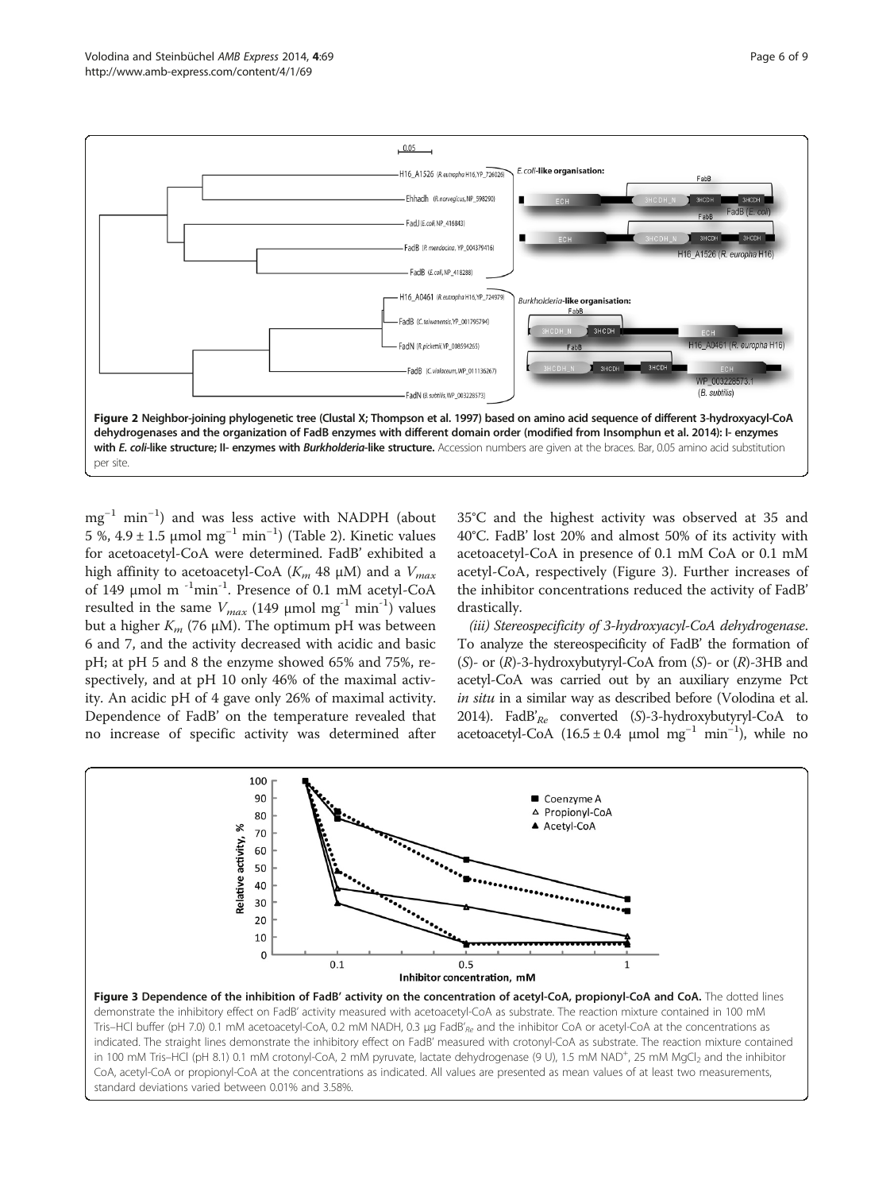Figure 2 Neighbor-joining phylogenetic tree (Clustal X; Thompson et al. 1997) based on amino acid sequence of different 3-hydroxyacyl-CoA dehydrogenases and the organization of FadB enzymes with different domain order (modified from Insomphun et al. 2014): I- enzymes with *E. coli*-like structure; II- enzymes with *Burkholderia*-like structure. Accession numbers are given at the braces. Bar, 0.05 amino acid substitution per site.

$mg^{-1}$ $min^{-1}$) and was less active with NADPH (about 5 %, 4.9 ± 1.5 µmol $mg^{-1}$ $min^{-1}$) (Table 2). Kinetic values for acetoacetyl-CoA were determined. FadB' exhibited a high affinity to acetoacetyl-CoA ($K_m$ 48 µM) and a $V_{max}$ of 149 µmol m $^{-1}$$min^{-1}$. Presence of 0.1 mM acetyl-CoA resulted in the same $V_{max}$ (149 µmol $mg^{-1}$ $min^{-1}$) values but a higher $K_m$ (76 µM). The optimum pH was between 6 and 7, and the activity decreased with acidic and basic pH; at pH 5 and 8 the enzyme showed 65% and 75%, respectively, and at pH 10 only 46% of the maximal activity. An acidic pH of 4 gave only 26% of maximal activity. Dependence of FadB' on the temperature revealed that no increase of specific activity was determined after 35°C and the highest activity was observed at 35 and 40°C. FadB' lost 20% and almost 50% of its activity with acetoacetyl-CoA in presence of 0.1 mM CoA or 0.1 mM acetyl-CoA, respectively (Figure 3). Further increases of the inhibitor concentrations reduced the activity of FadB' drastically.

*(iii) Stereospecificity of 3-hydroxyacyl-CoA dehydrogenase.* To analyze the stereospecificity of FadB' the formation of (*S*)- or (*R*)-3-hydroxybutyryl-CoA from (*S*)- or (*R*)-3HB and acetyl-CoA was carried out by an auxiliary enzyme Pct *in situ* in a similar way as described before (Volodina et al. 2014). FadB'$_{Re}$ converted (*S*)-3-hydroxybutyryl-CoA to acetoacetyl-CoA (16.5 ± 0.4 µmol $mg^{-1}$ $min^{-1}$), while no

Figure 3 Dependence of the inhibition of FadB' activity on the concentration of acetyl-CoA, propionyl-CoA and CoA. The dotted lines demonstrate the inhibitory effect on FadB' activity measured with acetoacetyl-CoA as substrate. The reaction mixture contained in 100 mM Tris–HCl buffer (pH 7.0) 0.1 mM acetoacetyl-CoA, 0.2 mM NADH, 0.3 µg FadB'$_{Re}$ and the inhibitor CoA or acetyl-CoA at the concentrations as indicated. The straight lines demonstrate the inhibitory effect on FadB' measured with crotonyl-CoA as substrate. The reaction mixture contained in 100 mM Tris–HCl (pH 8.1) 0.1 mM crotonyl-CoA, 2 mM pyruvate, lactate dehydrogenase (9 U), 1.5 mM NAD$^{+}$, 25 mM $MgCl_2$ and the inhibitor CoA, acetyl-CoA or propionyl-CoA at the concentrations as indicated. All values are presented as mean values of at least two measurements, standard deviations varied between 0.01% and 3.58%.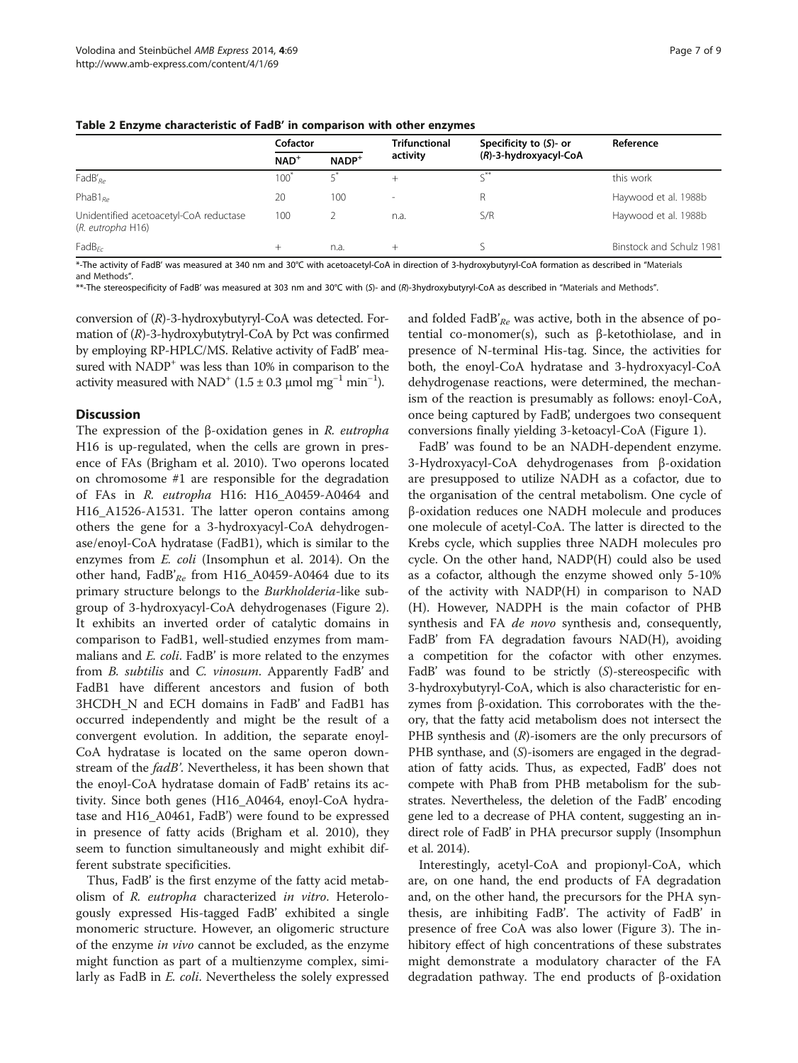**Table 2 Enzyme characteristic of FadB' in comparison with other enzymes**

| | Cofactor | | Trifunctional activity | Specificity to (*S*)- or (*R*)-3-hydroxyacyl-CoA | Reference |
|---|---|---|---|---|---|
| | $NAD^+$ | $NADP^+$ | | | |
| $FadB'_{Re}$ | 100* | 5* | + | S** | this work |
| $PhaB1_{Re}$ | 20 | 100 | - | R | Haywood et al. 1988b |
| Unidentified acetoacetyl-CoA reductase (*R. eutropha* H16) | 100 | 2 | n.a. | S/R | Haywood et al. 1988b |
| $FadB_{Ec}$ | + | n.a. | + | S | Binstock and Schulz 1981 |

*-The activity of FadB' was measured at 340 nm and 30°C with acetoacetyl-CoA in direction of 3-hydroxybutyryl-CoA formation as described in "Materials and Methods".
**-The stereospecificity of FadB' was measured at 303 nm and 30°C with (*S*)- and (*R*)-3hydroxybutyryl-CoA as described in "Materials and Methods".

conversion of (*R*)-3-hydroxybutyryl-CoA was detected. Formation of (*R*)-3-hydroxybutytryl-CoA by Pct was confirmed by employing RP-HPLC/MS. Relative activity of FadB' measured with $NADP^+$ was less than 10% in comparison to the activity measured with $NAD^+$ ($1.5 \pm 0.3$ µmol $mg^{-1}$ $min^{-1}$).

## Discussion

The expression of the β-oxidation genes in *R. eutropha* H16 is up-regulated, when the cells are grown in presence of FAs (Brigham et al. 2010). Two operons located on chromosome #1 are responsible for the degradation of FAs in *R. eutropha* H16: H16_A0459-A0464 and H16_A1526-A1531. The latter operon contains among others the gene for a 3-hydroxyacyl-CoA dehydrogenase/enoyl-CoA hydratase (FadB1), which is similar to the enzymes from *E. coli* (Insomphun et al. 2014). On the other hand, $FadB'_{Re}$ from H16_A0459-A0464 due to its primary structure belongs to the *Burkholderia*-like subgroup of 3-hydroxyacyl-CoA dehydrogenases (Figure 2). It exhibits an inverted order of catalytic domains in comparison to FadB1, well-studied enzymes from mammalians and *E. coli*. FadB' is more related to the enzymes from *B. subtilis* and *C. vinosum*. Apparently FadB' and FadB1 have different ancestors and fusion of both 3HCDH_N and ECH domains in FadB' and FadB1 has occurred independently and might be the result of a convergent evolution. In addition, the separate enoyl-CoA hydratase is located on the same operon downstream of the *fadB'*. Nevertheless, it has been shown that the enoyl-CoA hydratase domain of FadB' retains its activity. Since both genes (H16_A0464, enoyl-CoA hydratase and H16_A0461, FadB') were found to be expressed in presence of fatty acids (Brigham et al. 2010), they seem to function simultaneously and might exhibit different substrate specificities.

Thus, FadB' is the first enzyme of the fatty acid metabolism of *R. eutropha* characterized *in vitro*. Heterologously expressed His-tagged FadB' exhibited a single monomeric structure. However, an oligomeric structure of the enzyme *in vivo* cannot be excluded, as the enzyme might function as part of a multienzyme complex, similarly as FadB in *E. coli*. Nevertheless the solely expressed and folded $FadB'_{Re}$ was active, both in the absence of potential co-monomer(s), such as β-ketothiolase, and in presence of N-terminal His-tag. Since, the activities for both, the enoyl-CoA hydratase and 3-hydroxyacyl-CoA dehydrogenase reactions, were determined, the mechanism of the reaction is presumably as follows: enoyl-CoA, once being captured by FadB', undergoes two consequent conversions finally yielding 3-ketoacyl-CoA (Figure 1).

FadB' was found to be an NADH-dependent enzyme. 3-Hydroxyacyl-CoA dehydrogenases from β-oxidation are presupposed to utilize NADH as a cofactor, due to the organisation of the central metabolism. One cycle of β-oxidation reduces one NADH molecule and produces one molecule of acetyl-CoA. The latter is directed to the Krebs cycle, which supplies three NADH molecules pro cycle. On the other hand, NADP(H) could also be used as a cofactor, although the enzyme showed only 5-10% of the activity with NADP(H) in comparison to NAD(H). However, NADPH is the main cofactor of PHB synthesis and FA *de novo* synthesis and, consequently, FadB' from FA degradation favours NAD(H), avoiding a competition for the cofactor with other enzymes. FadB' was found to be strictly (*S*)-stereospecific with 3-hydroxybutyryl-CoA, which is also characteristic for enzymes from β-oxidation. This corroborates with the theory, that the fatty acid metabolism does not intersect the PHB synthesis and (*R*)-isomers are the only precursors of PHB synthase, and (*S*)-isomers are engaged in the degradation of fatty acids. Thus, as expected, FadB' does not compete with PhaB from PHB metabolism for the substrates. Nevertheless, the deletion of the FadB' encoding gene led to a decrease of PHA content, suggesting an indirect role of FadB' in PHA precursor supply (Insomphun et al. 2014).

Interestingly, acetyl-CoA and propionyl-CoA, which are, on one hand, the end products of FA degradation and, on the other hand, the precursors for the PHA synthesis, are inhibiting FadB'. The activity of FadB' in presence of free CoA was also lower (Figure 3). The inhibitory effect of high concentrations of these substrates might demonstrate a modulatory character of the FA degradation pathway. The end products of β-oxidation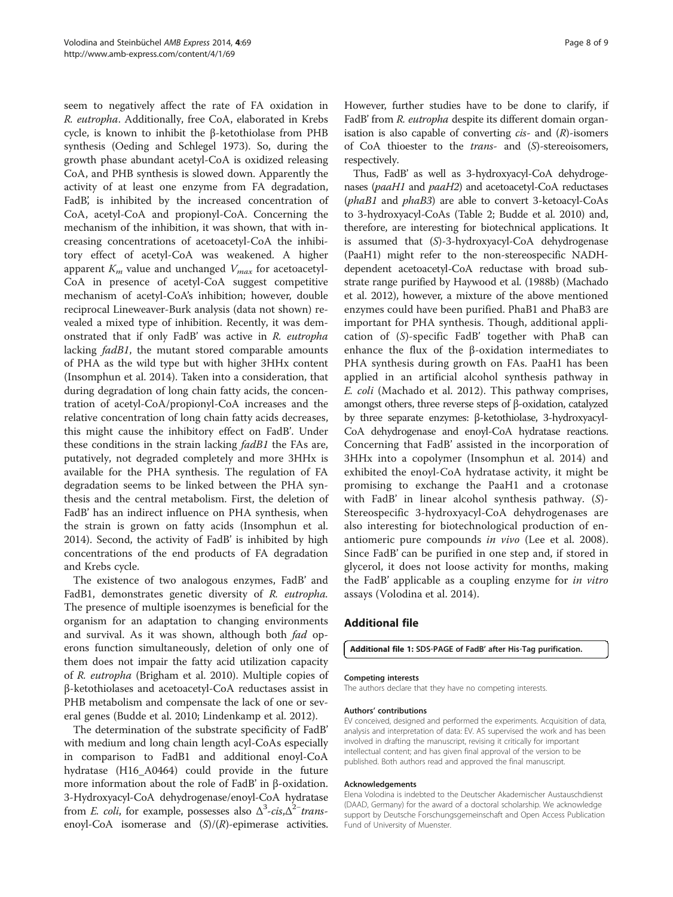seem to negatively affect the rate of FA oxidation in *R. eutropha*. Additionally, free CoA, elaborated in Krebs cycle, is known to inhibit the β-ketothiolase from PHB synthesis (Oeding and Schlegel 1973). So, during the growth phase abundant acetyl-CoA is oxidized releasing CoA, and PHB synthesis is slowed down. Apparently the activity of at least one enzyme from FA degradation, FadB', is inhibited by the increased concentration of CoA, acetyl-CoA and propionyl-CoA. Concerning the mechanism of the inhibition, it was shown, that with increasing concentrations of acetoacetyl-CoA the inhibitory effect of acetyl-CoA was weakened. A higher apparent $K_m$ value and unchanged $V_{max}$ for acetoacetyl-CoA in presence of acetyl-CoA suggest competitive mechanism of acetyl-CoA's inhibition; however, double reciprocal Lineweaver-Burk analysis (data not shown) revealed a mixed type of inhibition. Recently, it was demonstrated that if only FadB' was active in *R. eutropha* lacking *fadB1*, the mutant stored comparable amounts of PHA as the wild type but with higher 3HHx content (Insomphun et al. 2014). Taken into a consideration, that during degradation of long chain fatty acids, the concentration of acetyl-CoA/propionyl-CoA increases and the relative concentration of long chain fatty acids decreases, this might cause the inhibitory effect on FadB'. Under these conditions in the strain lacking *fadB1* the FAs are, putatively, not degraded completely and more 3HHx is available for the PHA synthesis. The regulation of FA degradation seems to be linked between the PHA synthesis and the central metabolism. First, the deletion of FadB' has an indirect influence on PHA synthesis, when the strain is grown on fatty acids (Insomphun et al. 2014). Second, the activity of FadB' is inhibited by high concentrations of the end products of FA degradation and Krebs cycle.

The existence of two analogous enzymes, FadB' and FadB1, demonstrates genetic diversity of *R. eutropha.* The presence of multiple isoenzymes is beneficial for the organism for an adaptation to changing environments and survival. As it was shown, although both *fad* operons function simultaneously, deletion of only one of them does not impair the fatty acid utilization capacity of *R. eutropha* (Brigham et al. 2010). Multiple copies of β-ketothiolases and acetoacetyl-CoA reductases assist in PHB metabolism and compensate the lack of one or several genes (Budde et al. 2010; Lindenkamp et al. 2012).

The determination of the substrate specificity of FadB' with medium and long chain length acyl-CoAs especially in comparison to FadB1 and additional enoyl-CoA hydratase (H16_A0464) could provide in the future more information about the role of FadB' in β-oxidation. 3-Hydroxyacyl-CoA dehydrogenase/enoyl-CoA hydratase from *E. coli*, for example, possesses also $\Delta^3$-*cis*,$\Delta^2$-*trans*-enoyl-CoA isomerase and (*S*)/(*R*)-epimerase activities. However, further studies have to be done to clarify, if FadB' from *R. eutropha* despite its different domain organisation is also capable of converting *cis-* and (*R*)-isomers of CoA thioester to the *trans-* and (*S*)-stereoisomers, respectively.

Thus, FadB' as well as 3-hydroxyacyl-CoA dehydrogenases (*paaH1* and *paaH2*) and acetoacetyl-CoA reductases (*phaB1* and *phaB3*) are able to convert 3-ketoacyl-CoAs to 3-hydroxyacyl-CoAs (Table 2; Budde et al. 2010) and, therefore, are interesting for biotechnical applications. It is assumed that (*S*)-3-hydroxyacyl-CoA dehydrogenase (PaaH1) might refer to the non-stereospecific NADH-dependent acetoacetyl-CoA reductase with broad substrate range purified by Haywood et al. (1988b) (Machado et al. 2012), however, a mixture of the above mentioned enzymes could have been purified. PhaB1 and PhaB3 are important for PHA synthesis. Though, additional application of (*S*)-specific FadB' together with PhaB can enhance the flux of the β-oxidation intermediates to PHA synthesis during growth on FAs. PaaH1 has been applied in an artificial alcohol synthesis pathway in *E. coli* (Machado et al. 2012). This pathway comprises, amongst others, three reverse steps of β-oxidation, catalyzed by three separate enzymes: β-ketothiolase, 3-hydroxyacyl-CoA dehydrogenase and enoyl-CoA hydratase reactions. Concerning that FadB' assisted in the incorporation of 3HHx into a copolymer (Insomphun et al. 2014) and exhibited the enoyl-CoA hydratase activity, it might be promising to exchange the PaaH1 and a crotonase with FadB' in linear alcohol synthesis pathway. (*S*)-Stereospecific 3-hydroxyacyl-CoA dehydrogenases are also interesting for biotechnological production of enantiomeric pure compounds *in vivo* (Lee et al. 2008). Since FadB' can be purified in one step and, if stored in glycerol, it does not loose activity for months, making the FadB' applicable as a coupling enzyme for *in vitro* assays (Volodina et al. 2014).

## Additional file

**Additional file 1: SDS-PAGE of FadB' after His-Tag purification.**

#### Competing interests

The authors declare that they have no competing interests.

#### Authors' contributions

EV conceived, designed and performed the experiments. Acquisition of data, analysis and interpretation of data: EV. AS supervised the work and has been involved in drafting the manuscript, revising it critically for important intellectual content; and has given final approval of the version to be published. Both authors read and approved the final manuscript.

#### Acknowledgements

Elena Volodina is indebted to the Deutscher Akademischer Austauschdienst (DAAD, Germany) for the award of a doctoral scholarship. We acknowledge support by Deutsche Forschungsgemeinschaft and Open Access Publication Fund of University of Muenster.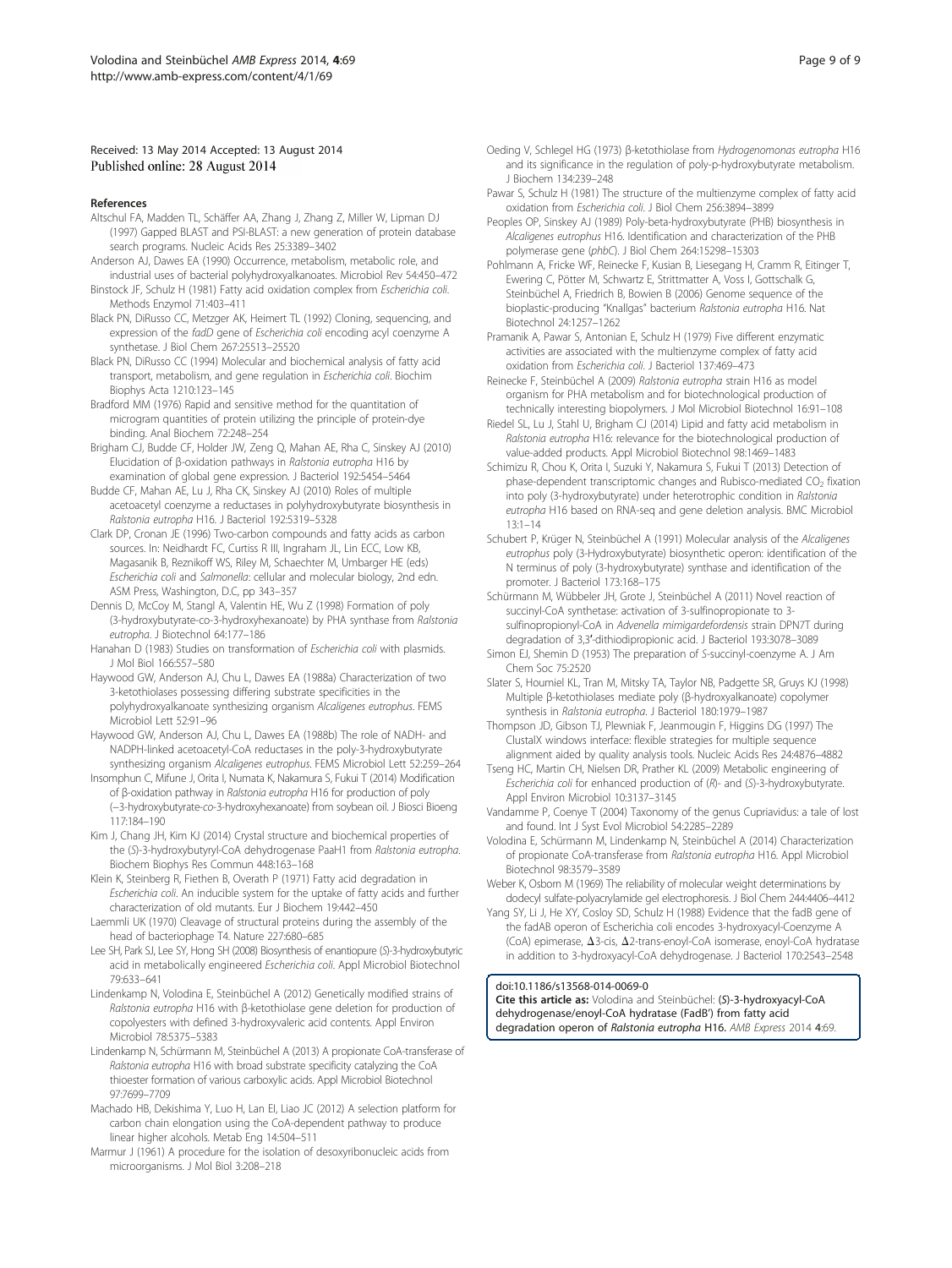Received: 13 May 2014 Accepted: 13 August 2014
Published online: 28 August 2014

## References

Altschul FA, Madden TL, Schäffer AA, Zhang J, Zhang Z, Miller W, Lipman DJ (1997) Gapped BLAST and PSI-BLAST: a new generation of protein database search programs. Nucleic Acids Res 25:3389–3402

Anderson AJ, Dawes EA (1990) Occurrence, metabolism, metabolic role, and industrial uses of bacterial polyhydroxyalkanoates. Microbiol Rev 54:450–472

Binstock JF, Schulz H (1981) Fatty acid oxidation complex from *Escherichia coli*. Methods Enzymol 71:403–411

Black PN, DiRusso CC, Metzger AK, Heimert TL (1992) Cloning, sequencing, and expression of the *fadD* gene of *Escherichia coli* encoding acyl coenzyme A synthetase. J Biol Chem 267:25513–25520

Black PN, DiRusso CC (1994) Molecular and biochemical analysis of fatty acid transport, metabolism, and gene regulation in *Escherichia coli*. Biochim Biophys Acta 1210:123–145

Bradford MM (1976) Rapid and sensitive method for the quantitation of microgram quantities of protein utilizing the principle of protein-dye binding. Anal Biochem 72:248–254

Brigham CJ, Budde CF, Holder JW, Zeng Q, Mahan AE, Rha C, Sinskey AJ (2010) Elucidation of β-oxidation pathways in *Ralstonia eutropha* H16 by examination of global gene expression. J Bacteriol 192:5454–5464

Budde CF, Mahan AE, Lu J, Rha CK, Sinskey AJ (2010) Roles of multiple acetoacetyl coenzyme a reductases in polyhydroxybutyrate biosynthesis in *Ralstonia eutropha* H16. J Bacteriol 192:5319–5328

Clark DP, Cronan JE (1996) Two-carbon compounds and fatty acids as carbon sources. In: Neidhardt FC, Curtiss R III, Ingraham JL, Lin ECC, Low KB, Magasanik B, Reznikoff WS, Riley M, Schaechter M, Umbarger HE (eds) *Escherichia coli* and *Salmonella*: cellular and molecular biology, 2nd edn. ASM Press, Washington, D.C, pp 343–357

Dennis D, McCoy M, Stangl A, Valentin HE, Wu Z (1998) Formation of poly (3-hydroxybutyrate-co-3-hydroxyhexanoate) by PHA synthase from *Ralstonia eutropha*. J Biotechnol 64:177–186

Hanahan D (1983) Studies on transformation of *Escherichia coli* with plasmids. J Mol Biol 166:557–580

Haywood GW, Anderson AJ, Chu L, Dawes EA (1988a) Characterization of two 3-ketothiolases possessing differing substrate specificities in the polyhydroxyalkanoate synthesizing organism *Alcaligenes eutrophus*. FEMS Microbiol Lett 52:91–96

Haywood GW, Anderson AJ, Chu L, Dawes EA (1988b) The role of NADH- and NADPH-linked acetoacetyl-CoA reductases in the poly-3-hydroxybutyrate synthesizing organism *Alcaligenes eutrophus*. FEMS Microbiol Lett 52:259–264

Insomphun C, Mifune J, Orita I, Numata K, Nakamura S, Fukui T (2014) Modification of β-oxidation pathway in *Ralstonia eutropha* H16 for production of poly (–3-hydroxybutyrate-*co*-3-hydroxyhexanoate) from soybean oil. J Biosci Bioeng 117:184–190

Kim J, Chang JH, Kim KJ (2014) Crystal structure and biochemical properties of the (*S*)-3-hydroxybutyryl-CoA dehydrogenase PaaH1 from *Ralstonia eutropha*. Biochem Biophys Res Commun 448:163–168

Klein K, Steinberg R, Fiethen B, Overath P (1971) Fatty acid degradation in *Escherichia coli*. An inducible system for the uptake of fatty acids and further characterization of old mutants. Eur J Biochem 19:442–450

Laemmli UK (1970) Cleavage of structural proteins during the assembly of the head of bacteriophage T4. Nature 227:680–685

Lee SH, Park SJ, Lee SY, Hong SH (2008) Biosynthesis of enantiopure (*S*)-3-hydroxybutyric acid in metabolically engineered *Escherichia coli*. Appl Microbiol Biotechnol 79:633–641

Lindenkamp N, Volodina E, Steinbüchel A (2012) Genetically modified strains of *Ralstonia eutropha* H16 with β-ketothiolase gene deletion for production of copolyesters with defined 3-hydroxyvaleric acid contents. Appl Environ Microbiol 78:5375–5383

Lindenkamp N, Schürmann M, Steinbüchel A (2013) A propionate CoA-transferase of *Ralstonia eutropha* H16 with broad substrate specificity catalyzing the CoA thioester formation of various carboxylic acids. Appl Microbiol Biotechnol 97:7699–7709

Machado HB, Dekishima Y, Luo H, Lan EI, Liao JC (2012) A selection platform for carbon chain elongation using the CoA-dependent pathway to produce linear higher alcohols. Metab Eng 14:504–511

Marmur J (1961) A procedure for the isolation of desoxyribonucleic acids from microorganisms. J Mol Biol 3:208–218

Oeding V, Schlegel HG (1973) β-ketothiolase from *Hydrogenomonas eutropha* H16 and its significance in the regulation of poly-p-hydroxybutyrate metabolism. J Biochem 134:239–248

Pawar S, Schulz H (1981) The structure of the multienzyme complex of fatty acid oxidation from *Escherichia coli*. J Biol Chem 256:3894–3899

Peoples OP, Sinskey AJ (1989) Poly-beta-hydroxybutyrate (PHB) biosynthesis in *Alcaligenes eutrophus* H16. Identification and characterization of the PHB polymerase gene (*phbC*). J Biol Chem 264:15298–15303

Pohlmann A, Fricke WF, Reinecke F, Kusian B, Liesegang H, Cramm R, Eitinger T, Ewering C, Pötter M, Schwartz E, Strittmatter A, Voss I, Gottschalk G, Steinbüchel A, Friedrich B, Bowien B (2006) Genome sequence of the bioplastic-producing "Knallgas" bacterium *Ralstonia eutropha* H16. Nat Biotechnol 24:1257–1262

Pramanik A, Pawar S, Antonian E, Schulz H (1979) Five different enzymatic activities are associated with the multienzyme complex of fatty acid oxidation from *Escherichia coli*. J Bacteriol 137:469–473

Reinecke F, Steinbüchel A (2009) *Ralstonia eutropha* strain H16 as model organism for PHA metabolism and for biotechnological production of technically interesting biopolymers. J Mol Microbiol Biotechnol 16:91–108

Riedel SL, Lu J, Stahl U, Brigham CJ (2014) Lipid and fatty acid metabolism in *Ralstonia eutropha* H16: relevance for the biotechnological production of value-added products. Appl Microbiol Biotechnol 98:1469–1483

Schimizu R, Chou K, Orita I, Suzuki Y, Nakamura S, Fukui T (2013) Detection of phase-dependent transcriptomic changes and Rubisco-mediated $CO_2$ fixation into poly (3-hydroxybutyrate) under heterotrophic condition in *Ralstonia eutropha* H16 based on RNA-seq and gene deletion analysis. BMC Microbiol 13:1–14

Schubert P, Krüger N, Steinbüchel A (1991) Molecular analysis of the *Alcaligenes eutrophus* poly (3-Hydroxybutyrate) biosynthetic operon: identification of the N terminus of poly (3-hydroxybutyrate) synthase and identification of the promoter. J Bacteriol 173:168–175

Schürmann M, Wübbeler JH, Grote J, Steinbüchel A (2011) Novel reaction of succinyl-CoA synthetase: activation of 3-sulfinopropionate to 3-sulfinopropionyl-CoA in *Advenella mimigardefordensis* strain DPN7T during degradation of 3,3′-dithiodipropionic acid. J Bacteriol 193:3078–3089

Simon EJ, Shemin D (1953) The preparation of *S*-succinyl-coenzyme A. J Am Chem Soc 75:2520

Slater S, Houmiel KL, Tran M, Mitsky TA, Taylor NB, Padgette SR, Gruys KJ (1998) Multiple β-ketothiolases mediate poly (β-hydroxyalkanoate) copolymer synthesis in *Ralstonia eutropha*. J Bacteriol 180:1979–1987

Thompson JD, Gibson TJ, Plewniak F, Jeanmougin F, Higgins DG (1997) The ClustalX windows interface: flexible strategies for multiple sequence alignment aided by quality analysis tools. Nucleic Acids Res 24:4876–4882

Tseng HC, Martin CH, Nielsen DR, Prather KL (2009) Metabolic engineering of *Escherichia coli* for enhanced production of (*R*)- and (*S*)-3-hydroxybutyrate. Appl Environ Microbiol 10:3137–3145

Vandamme P, Coenye T (2004) Taxonomy of the genus Cupriavidus: a tale of lost and found. Int J Syst Evol Microbiol 54:2285–2289

Volodina E, Schürmann M, Lindenkamp N, Steinbüchel A (2014) Characterization of propionate CoA-transferase from *Ralstonia eutropha* H16. Appl Microbiol Biotechnol 98:3579–3589

Weber K, Osborn M (1969) The reliability of molecular weight determinations by dodecyl sulfate-polyacrylamide gel electrophoresis. J Biol Chem 244:4406–4412

Yang SY, Li J, He XY, Cosloy SD, Schulz H (1988) Evidence that the fadB gene of the fadAB operon of Escherichia coli encodes 3-hydroxyacyl-Coenzyme A (CoA) epimerase, Δ3-cis, Δ2-trans-enoyl-CoA isomerase, enoyl-CoA hydratase in addition to 3-hydroxyacyl-CoA dehydrogenase. J Bacteriol 170:2543–2548

doi:10.1186/s13568-014-0069-0

**Cite this article as:** Volodina and Steinbüchel: (*S*)-3-hydroxyacyl-CoA dehydrogenase/enoyl-CoA hydratase (FadB′) from fatty acid degradation operon of *Ralstonia eutropha* H16. *AMB Express* 2014 **4**:69.